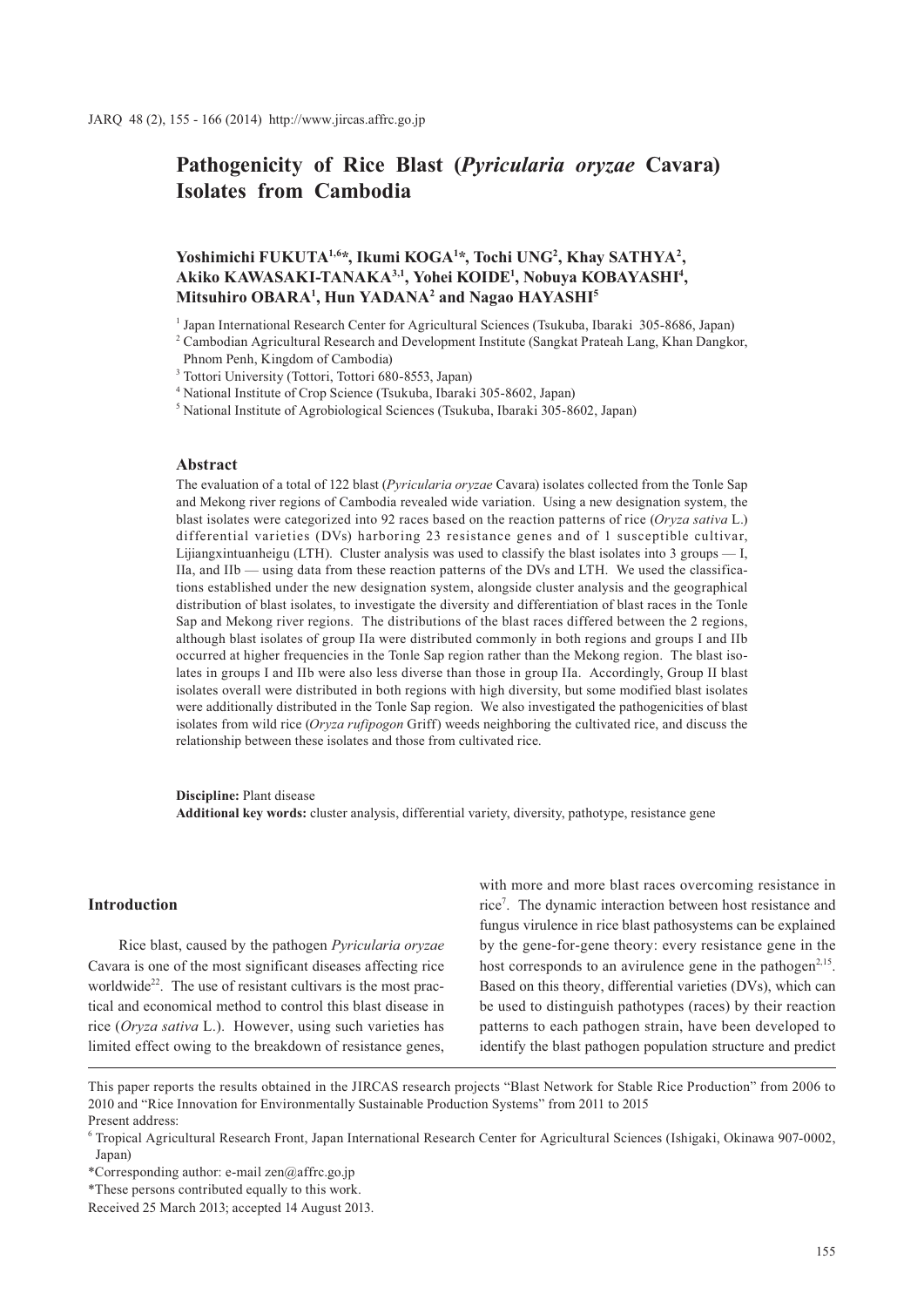# Pathogenicity of Rice Blast (*Pyricularia oryzae* Cavara) Isolates from Cambodia

**Yoshimichi FUKUTA[1,6]\*, Ikumi KOGA[1]\*, Tochi UNG[2], Khay SATHYA[2], Akiko KAWASAKI-TANAKA[3,1], Yohei KOIDE[1], Nobuya KOBAYASHI[4], Mitsuhiro OBARA[1], Hun YADANA[2] and Nagao HAYASHI[5]**

[1] Japan International Research Center for Agricultural Sciences (Tsukuba, Ibaraki 305-8686, Japan)

[2] Cambodian Agricultural Research and Development Institute (Sangkat Prateah Lang, Khan Dangkor, Phnom Penh, Kingdom of Cambodia)

[3] Tottori University (Tottori, Tottori 680-8553, Japan)

[4] National Institute of Crop Science (Tsukuba, Ibaraki 305-8602, Japan)

[5] National Institute of Agrobiological Sciences (Tsukuba, Ibaraki 305-8602, Japan)

### Abstract

The evaluation of a total of 122 blast (*Pyricularia oryzae* Cavara) isolates collected from the Tonle Sap and Mekong river regions of Cambodia revealed wide variation. Using a new designation system, the blast isolates were categorized into 92 races based on the reaction patterns of rice (*Oryza sativa* L.) differential varieties (DVs) harboring 23 resistance genes and of 1 susceptible cultivar, Lijiangxintuanheigu (LTH). Cluster analysis was used to classify the blast isolates into 3 groups — I, IIa, and IIb — using data from these reaction patterns of the DVs and LTH. We used the classifications established under the new designation system, alongside cluster analysis and the geographical distribution of blast isolates, to investigate the diversity and differentiation of blast races in the Tonle Sap and Mekong river regions. The distributions of the blast races differed between the 2 regions, although blast isolates of group IIa were distributed commonly in both regions and groups I and IIb occurred at higher frequencies in the Tonle Sap region rather than the Mekong region. The blast isolates in groups I and IIb were also less diverse than those in group IIa. Accordingly, Group II blast isolates overall were distributed in both regions with high diversity, but some modified blast isolates were additionally distributed in the Tonle Sap region. We also investigated the pathogenicities of blast isolates from wild rice (*Oryza rufipogon* Griff) weeds neighboring the cultivated rice, and discuss the relationship between these isolates and those from cultivated rice.

**Discipline:** Plant disease

**Additional key words:** cluster analysis, differential variety, diversity, pathotype, resistance gene

## Introduction

Rice blast, caused by the pathogen *Pyricularia oryzae* Cavara is one of the most significant diseases affecting rice worldwide[22]. The use of resistant cultivars is the most practical and economical method to control this blast disease in rice (*Oryza sativa* L.). However, using such varieties has limited effect owing to the breakdown of resistance genes, with more and more blast races overcoming resistance in rice[7]. The dynamic interaction between host resistance and fungus virulence in rice blast pathosystems can be explained by the gene-for-gene theory: every resistance gene in the host corresponds to an avirulence gene in the pathogen[2,15]. Based on this theory, differential varieties (DVs), which can be used to distinguish pathotypes (races) by their reaction patterns to each pathogen strain, have been developed to identify the blast pathogen population structure and predict

---

This paper reports the results obtained in the JIRCAS research projects "Blast Network for Stable Rice Production" from 2006 to 2010 and "Rice Innovation for Environmentally Sustainable Production Systems" from 2011 to 2015

Present address:

[6] Tropical Agricultural Research Front, Japan International Research Center for Agricultural Sciences (Ishigaki, Okinawa 907-0002, Japan)

\*Corresponding author: e-mail zen@affrc.go.jp

\*These persons contributed equally to this work.

Received 25 March 2013; accepted 14 August 2013.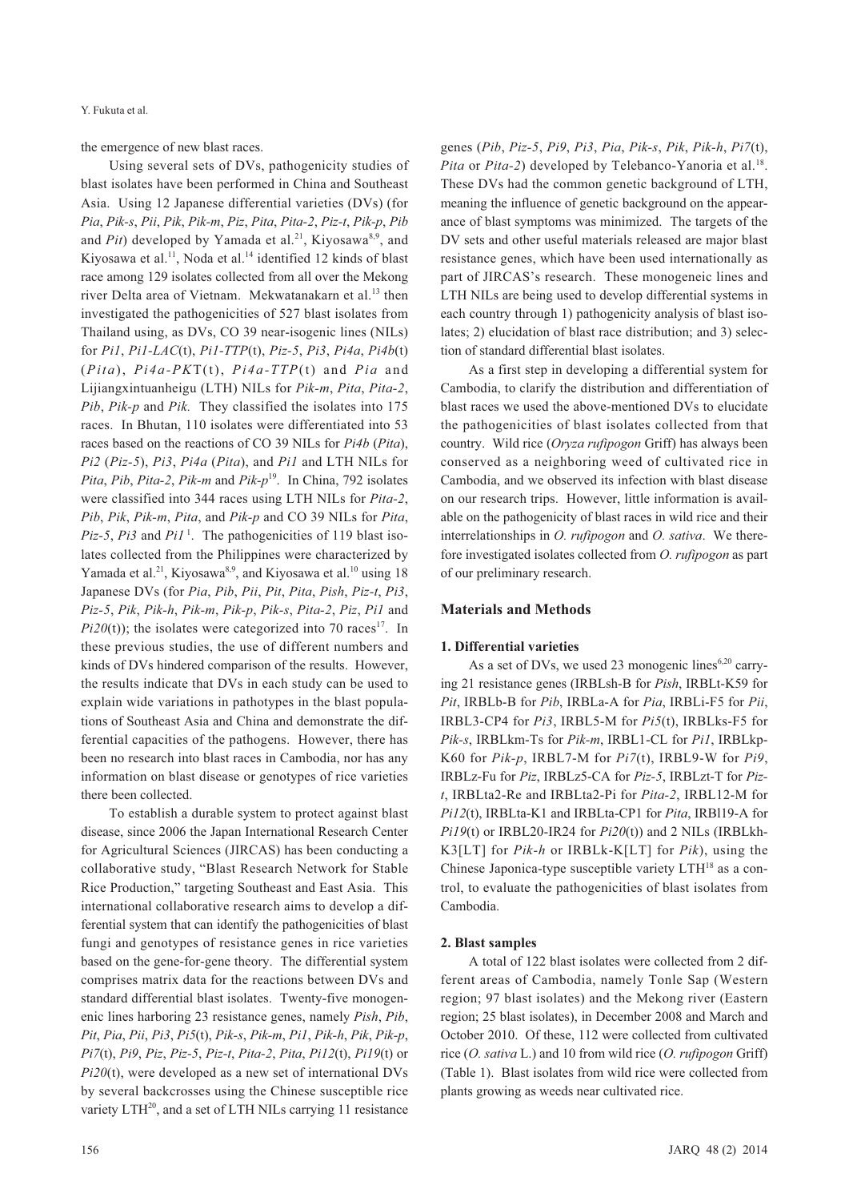the emergence of new blast races.

Using several sets of DVs, pathogenicity studies of blast isolates have been performed in China and Southeast Asia. Using 12 Japanese differential varieties (DVs) (for *Pia*, *Pik-s*, *Pii*, *Pik*, *Pik-m*, *Piz*, *Pita*, *Pita-2*, *Piz-t*, *Pik-p*, *Pib* and *Pit*) developed by Yamada et al.[21], Kiyosawa[8,9], and Kiyosawa et al.[11], Noda et al.[14] identified 12 kinds of blast race among 129 isolates collected from all over the Mekong river Delta area of Vietnam. Mekwatanakarn et al.[13] then investigated the pathogenicities of 527 blast isolates from Thailand using, as DVs, CO 39 near-isogenic lines (NILs) for *Pi1*, *Pi1-LAC*(t), *Pi1-TTP*(t), *Piz-5*, *Pi3*, *Pi4a*, *Pi4b*(t) (*Pita*), *Pi4a-PK*T(t), *Pi4a-TTP*(t) and *Pia* and Lijiangxintuanheigu (LTH) NILs for *Pik-m*, *Pita*, *Pita-2*, *Pib*, *Pik-p* and *Pik*. They classified the isolates into 175 races. In Bhutan, 110 isolates were differentiated into 53 races based on the reactions of CO 39 NILs for *Pi4b* (*Pita*), *Pi2* (*Piz-5*), *Pi3*, *Pi4a* (*Pita*), and *Pi1* and LTH NILs for *Pita*, *Pib*, *Pita-2*, *Pik-m* and *Pik-p*[19]. In China, 792 isolates were classified into 344 races using LTH NILs for *Pita-2*, *Pib*, *Pik*, *Pik-m*, *Pita*, and *Pik-p* and CO 39 NILs for *Pita*, *Piz-5*, *Pi3* and *Pi1*[1]. The pathogenicities of 119 blast isolates collected from the Philippines were characterized by Yamada et al.[21], Kiyosawa[8,9], and Kiyosawa et al.[10] using 18 Japanese DVs (for *Pia*, *Pib*, *Pii*, *Pit*, *Pita*, *Pish*, *Piz-t*, *Pi3*, *Piz-5*, *Pik*, *Pik-h*, *Pik-m*, *Pik-p*, *Pik-s*, *Pita-2*, *Piz*, *Pi1* and *Pi20*(t)); the isolates were categorized into 70 races[17]. In these previous studies, the use of different numbers and kinds of DVs hindered comparison of the results. However, the results indicate that DVs in each study can be used to explain wide variations in pathotypes in the blast populations of Southeast Asia and China and demonstrate the differential capacities of the pathogens. However, there has been no research into blast races in Cambodia, nor has any information on blast disease or genotypes of rice varieties there been collected.

To establish a durable system to protect against blast disease, since 2006 the Japan International Research Center for Agricultural Sciences (JIRCAS) has been conducting a collaborative study, "Blast Research Network for Stable Rice Production," targeting Southeast and East Asia. This international collaborative research aims to develop a differential system that can identify the pathogenicities of blast fungi and genotypes of resistance genes in rice varieties based on the gene-for-gene theory. The differential system comprises matrix data for the reactions between DVs and standard differential blast isolates. Twenty-five monogenic lines harboring 23 resistance genes, namely *Pish*, *Pib*, *Pit*, *Pia*, *Pii*, *Pi3*, *Pi5*(t), *Pik-s*, *Pik-m*, *Pi1*, *Pik-h*, *Pik*, *Pik-p*, *Pi7*(t), *Pi9*, *Piz*, *Piz-5*, *Piz-t*, *Pita-2*, *Pita*, *Pi12*(t), *Pi19*(t) or *Pi20*(t), were developed as a new set of international DVs by several backcrosses using the Chinese susceptible rice variety LTH[20], and a set of LTH NILs carrying 11 resistance genes (*Pib*, *Piz-5*, *Pi9*, *Pi3*, *Pia*, *Pik-s*, *Pik*, *Pik-h*, *Pi7*(t), *Pita* or *Pita-2*) developed by Telebanco-Yanoria et al.[18]. These DVs had the common genetic background of LTH, meaning the influence of genetic background on the appearance of blast symptoms was minimized. The targets of the DV sets and other useful materials released are major blast resistance genes, which have been used internationally as part of JIRCAS's research. These monogeneic lines and LTH NILs are being used to develop differential systems in each country through 1) pathogenicity analysis of blast isolates; 2) elucidation of blast race distribution; and 3) selection of standard differential blast isolates.

As a first step in developing a differential system for Cambodia, to clarify the distribution and differentiation of blast races we used the above-mentioned DVs to elucidate the pathogenicities of blast isolates collected from that country. Wild rice (*Oryza rufipogon* Griff) has always been conserved as a neighboring weed of cultivated rice in Cambodia, and we observed its infection with blast disease on our research trips. However, little information is available on the pathogenicity of blast races in wild rice and their interrelationships in *O. rufipogon* and *O. sativa*. We therefore investigated isolates collected from *O. rufipogon* as part of our preliminary research.

## Materials and Methods

### 1. Differential varieties

As a set of DVs, we used 23 monogenic lines[6,20] carrying 21 resistance genes (IRBLsh-B for *Pish*, IRBLt-K59 for *Pit*, IRBLb-B for *Pib*, IRBLa-A for *Pia*, IRBLi-F5 for *Pii*, IRBL3-CP4 for *Pi3*, IRBL5-M for *Pi5*(t), IRBLks-F5 for *Pik-s*, IRBLkm-Ts for *Pik-m*, IRBL1-CL for *Pi1*, IRBLkp-K60 for *Pik-p*, IRBL7-M for *Pi7*(t), IRBL9-W for *Pi9*, IRBLz-Fu for *Piz*, IRBLz5-CA for *Piz-5*, IRBLzt-T for *Piz-t*, IRBLta2-Re and IRBLta2-Pi for *Pita-2*, IRBL12-M for *Pi12*(t), IRBLta-K1 and IRBLta-CP1 for *Pita*, IRBl19-A for *Pi19*(t) or IRBL20-IR24 for *Pi20*(t)) and 2 NILs (IRBLkh-K3[LT] for *Pik-h* or IRBLk-K[LT] for *Pik*), using the Chinese Japonica-type susceptible variety LTH[18] as a control, to evaluate the pathogenicities of blast isolates from Cambodia.

### 2. Blast samples

A total of 122 blast isolates were collected from 2 different areas of Cambodia, namely Tonle Sap (Western region; 97 blast isolates) and the Mekong river (Eastern region; 25 blast isolates), in December 2008 and March and October 2010. Of these, 112 were collected from cultivated rice (*O. sativa* L.) and 10 from wild rice (*O. rufipogon* Griff) (Table 1). Blast isolates from wild rice were collected from plants growing as weeds near cultivated rice.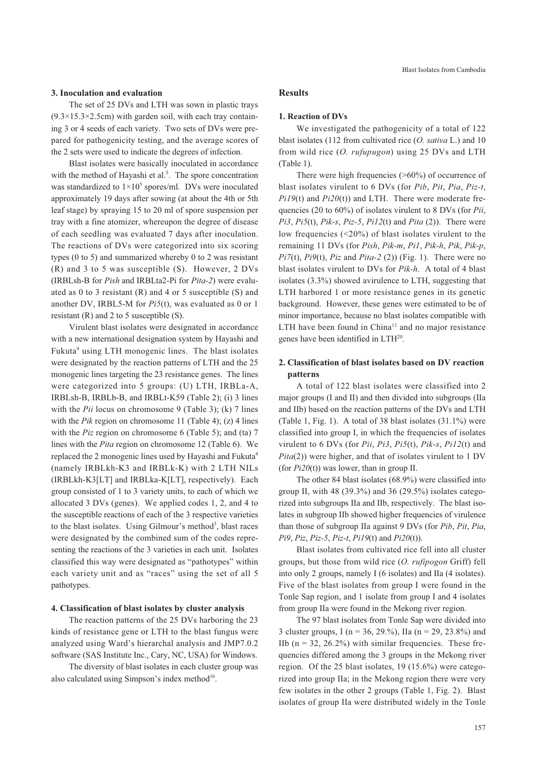### 3. Inoculation and evaluation

The set of 25 DVs and LTH was sown in plastic trays (9.3×15.3×2.5cm) with garden soil, with each tray containing 3 or 4 seeds of each variety. Two sets of DVs were prepared for pathogenicity testing, and the average scores of the 2 sets were used to indicate the degrees of infection.

Blast isolates were basically inoculated in accordance with the method of Hayashi et al.[5]. The spore concentration was standardized to $1 \times 10^5$ spores/ml. DVs were inoculated approximately 19 days after sowing (at about the 4th or 5th leaf stage) by spraying 15 to 20 ml of spore suspension per tray with a fine atomizer, whereupon the degree of disease of each seedling was evaluated 7 days after inoculation. The reactions of DVs were categorized into six scoring types (0 to 5) and summarized whereby 0 to 2 was resistant (R) and 3 to 5 was susceptible (S). However, 2 DVs (IRBLsh-B for *Pish* and IRBLta2-Pi for *Pita-2*) were evaluated as 0 to 3 resistant (R) and 4 or 5 susceptible (S) and another DV, IRBL5-M for *Pi5*(t), was evaluated as 0 or 1 resistant (R) and 2 to 5 susceptible (S).

Virulent blast isolates were designated in accordance with a new international designation system by Hayashi and Fukuta[4] using LTH monogenic lines. The blast isolates were designated by the reaction patterns of LTH and the 25 monogenic lines targeting the 23 resistance genes. The lines were categorized into 5 groups: (U) LTH, IRBLa-A, IRBLsh-B, IRBLb-B, and IRBLt-K59 (Table 2); (i) 3 lines with the *Pii* locus on chromosome 9 (Table 3); (k) 7 lines with the *Pik* region on chromosome 11 (Table 4); (z) 4 lines with the *Piz* region on chromosome 6 (Table 5); and (ta) 7 lines with the *Pita* region on chromosome 12 (Table 6). We replaced the 2 monogenic lines used by Hayashi and Fukuta[4] (namely IRBLkh-K3 and IRBLk-K) with 2 LTH NILs (IRBLkh-K3[LT] and IRBLka-K[LT], respectively). Each group consisted of 1 to 3 variety units, to each of which we allocated 3 DVs (genes). We applied codes 1, 2, and 4 to the susceptible reactions of each of the 3 respective varieties to the blast isolates. Using Gilmour's method[3], blast races were designated by the combined sum of the codes representing the reactions of the 3 varieties in each unit. Isolates classified this way were designated as "pathotypes" within each variety unit and as "races" using the set of all 5 pathotypes.

### 4. Classification of blast isolates by cluster analysis

The reaction patterns of the 25 DVs harboring the 23 kinds of resistance gene or LTH to the blast fungus were analyzed using Ward's hierarchal analysis and JMP7.0.2 software (SAS Institute Inc., Cary, NC, USA) for Windows.

The diversity of blast isolates in each cluster group was also calculated using Simpson's index method[16].

## Results

### 1. Reaction of DVs

We investigated the pathogenicity of a total of 122 blast isolates (112 from cultivated rice (*O. sativa* L.) and 10 from wild rice (*O. rufupugon*) using 25 DVs and LTH (Table 1).

There were high frequencies (>60%) of occurrence of blast isolates virulent to 6 DVs (for *Pib*, *Pit*, *Pia*, *Piz-t*, *Pi19*(t) and *Pi20*(t)) and LTH. There were moderate frequencies (20 to 60%) of isolates virulent to 8 DVs (for *Pii*, *Pi3*, *Pi5*(t), *Pik-s*, *Piz-5*, *Pi12*(t) and *Pita* (2)). There were low frequencies (<20%) of blast isolates virulent to the remaining 11 DVs (for *Pish*, *Pik-m*, *Pi1*, *Pik-h*, *Pik*, *Pik-p*, *Pi7*(t), *Pi9*(t), *Piz* and *Pita-2* (2)) (Fig. 1). There were no blast isolates virulent to DVs for *Pik-h.* A total of 4 blast isolates (3.3%) showed avirulence to LTH, suggesting that LTH harbored 1 or more resistance genes in its genetic background. However, these genes were estimated to be of minor importance, because no blast isolates compatible with LTH have been found in China[11] and no major resistance genes have been identified in LTH[20].

### 2. Classification of blast isolates based on DV reaction patterns

A total of 122 blast isolates were classified into 2 major groups (I and II) and then divided into subgroups (IIa and IIb) based on the reaction patterns of the DVs and LTH (Table 1, Fig. 1). A total of 38 blast isolates (31.1%) were classified into group I, in which the frequencies of isolates virulent to 6 DVs (for *Pii*, *Pi3*, *Pi5*(t), *Pik-s*, *Pi12*(t) and *Pita*(2)) were higher, and that of isolates virulent to 1 DV (for *Pi20*(t)) was lower, than in group II.

The other 84 blast isolates (68.9%) were classified into group II, with 48 (39.3%) and 36 (29.5%) isolates categorized into subgroups IIa and IIb, respectively. The blast isolates in subgroup IIb showed higher frequencies of virulence than those of subgroup IIa against 9 DVs (for *Pib*, *Pit*, *Pia*, *Pi9*, *Piz*, *Piz-5*, *Piz-t*, *Pi19*(t) and *Pi20*(t)).

Blast isolates from cultivated rice fell into all cluster groups, but those from wild rice (*O. rufipogon* Griff) fell into only 2 groups, namely I (6 isolates) and IIa (4 isolates). Five of the blast isolates from group I were found in the Tonle Sap region, and 1 isolate from group I and 4 isolates from group IIa were found in the Mekong river region.

The 97 blast isolates from Tonle Sap were divided into 3 cluster groups, I (n = 36, 29.%), IIa (n = 29, 23.8%) and IIb (n = 32, 26.2%) with similar frequencies. These frequencies differed among the 3 groups in the Mekong river region. Of the 25 blast isolates, 19 (15.6%) were categorized into group IIa; in the Mekong region there were very few isolates in the other 2 groups (Table 1, Fig. 2). Blast isolates of group IIa were distributed widely in the Tonle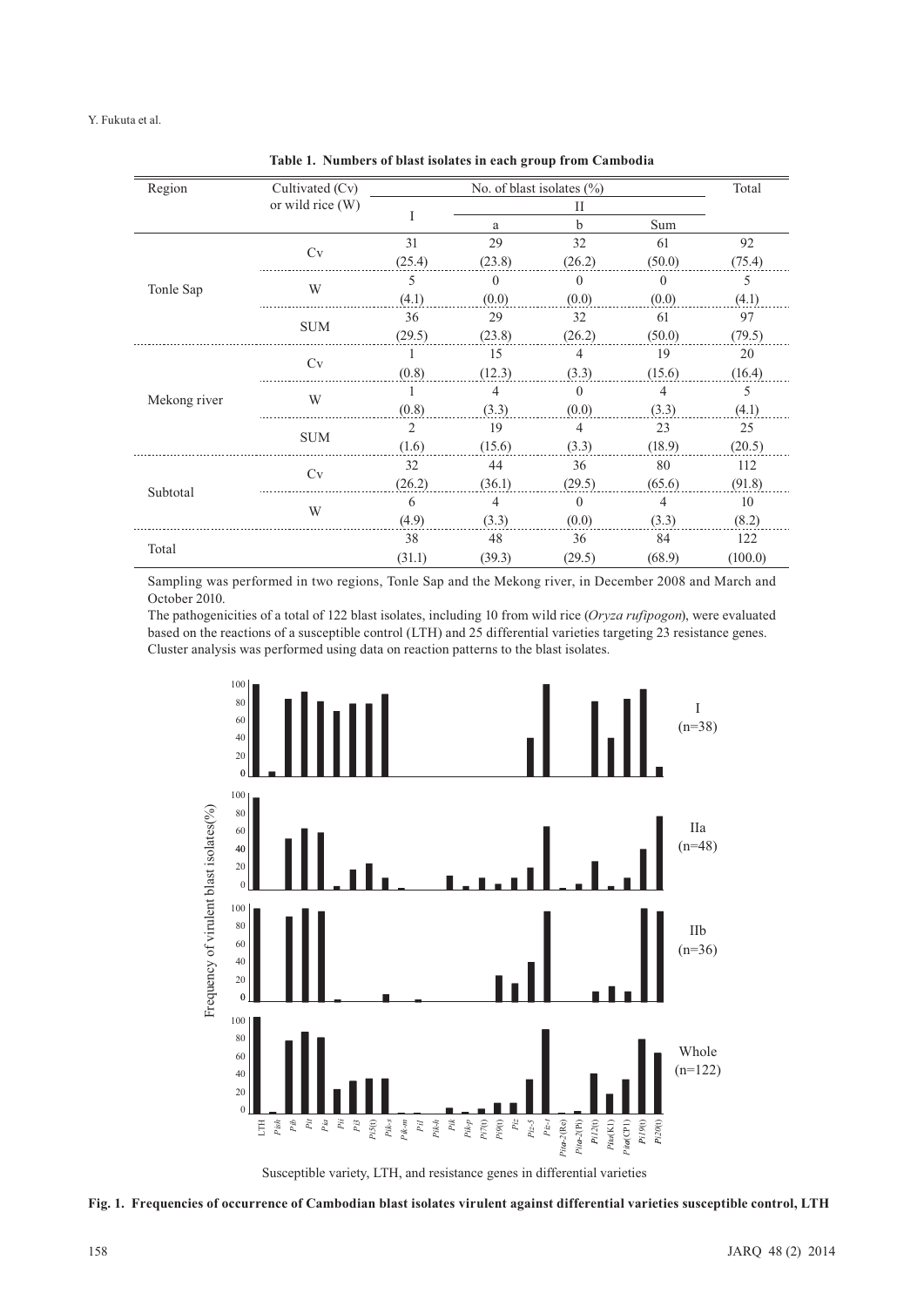**Table 1. Numbers of blast isolates in each group from Cambodia**

| Region | Cultivated (Cv) or wild rice (W) | No. of blast isolates (%) | | | | Total |
|---|---|---|---|---|---|---|
| | | I | II | | | |
| | | | a | b | Sum | |
| Tonle Sap | Cv | 31 (25.4) | 29 (23.8) | 32 (26.2) | 61 (50.0) | 92 (75.4) |
| | W | 5 (4.1) | 0 (0.0) | 0 (0.0) | 0 (0.0) | 5 (4.1) |
| | SUM | 36 (29.5) | 29 (23.8) | 32 (26.2) | 61 (50.0) | 97 (79.5) |
| Mekong river | Cv | 1 (0.8) | 15 (12.3) | 4 (3.3) | 19 (15.6) | 20 (16.4) |
| | W | 1 (0.8) | 4 (3.3) | 0 (0.0) | 4 (3.3) | 5 (4.1) |
| | SUM | 2 (1.6) | 19 (15.6) | 4 (3.3) | 23 (18.9) | 25 (20.5) |
| Subtotal | Cv | 32 (26.2) | 44 (36.1) | 36 (29.5) | 80 (65.6) | 112 (91.8) |
| | W | 6 (4.9) | 4 (3.3) | 0 (0.0) | 4 (3.3) | 10 (8.2) |
| Total | | 38 (31.1) | 48 (39.3) | 36 (29.5) | 84 (68.9) | 122 (100.0) |

Sampling was performed in two regions, Tonle Sap and the Mekong river, in December 2008 and March and October 2010.

The pathogenicities of a total of 122 blast isolates, including 10 from wild rice (*Oryza rufipogon*), were evaluated based on the reactions of a susceptible control (LTH) and 25 differential varieties targeting 23 resistance genes. Cluster analysis was performed using data on reaction patterns to the blast isolates.

**Fig. 1. Frequencies of occurrence of Cambodian blast isolates virulent against differential varieties susceptible control, LTH**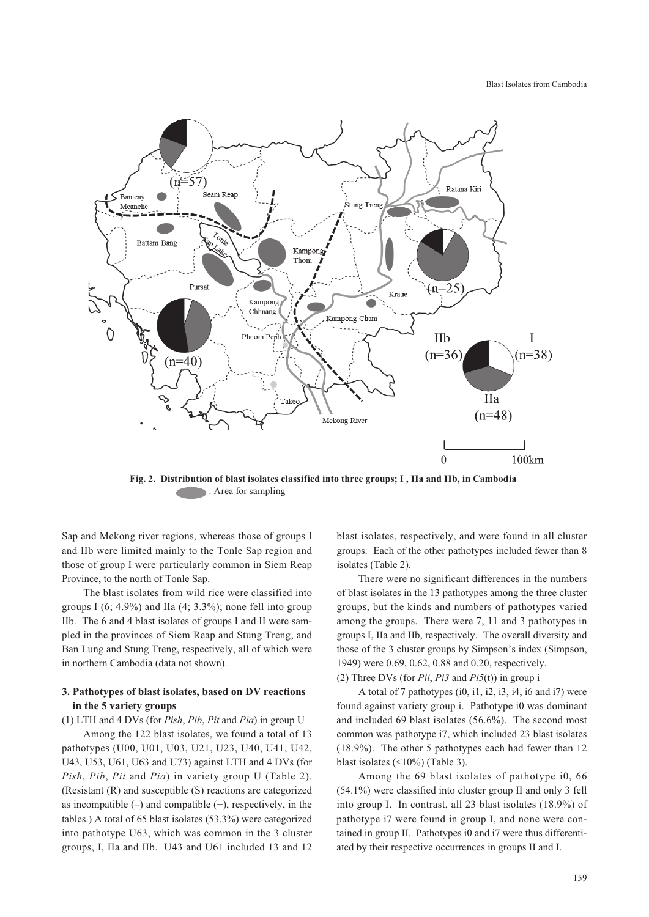Fig. 2. Distribution of blast isolates classified into three groups; I , IIa and IIb, in Cambodia

: Area for sampling

Sap and Mekong river regions, whereas those of groups I and IIb were limited mainly to the Tonle Sap region and those of group I were particularly common in Siem Reap Province, to the north of Tonle Sap.

The blast isolates from wild rice were classified into groups I (6; 4.9%) and IIa (4; 3.3%); none fell into group IIb. The 6 and 4 blast isolates of groups I and II were sampled in the provinces of Siem Reap and Stung Treng, and Ban Lung and Stung Treng, respectively, all of which were in northern Cambodia (data not shown).

### 3. Pathotypes of blast isolates, based on DV reactions in the 5 variety groups

(1) LTH and 4 DVs (for *Pish*, *Pib*, *Pit* and *Pia*) in group U

Among the 122 blast isolates, we found a total of 13 pathotypes (U00, U01, U03, U21, U23, U40, U41, U42, U43, U53, U61, U63 and U73) against LTH and 4 DVs (for *Pish*, *Pib*, *Pit* and *Pia*) in variety group U (Table 2). (Resistant (R) and susceptible (S) reactions are categorized as incompatible (–) and compatible (+), respectively, in the tables.) A total of 65 blast isolates (53.3%) were categorized into pathotype U63, which was common in the 3 cluster groups, I, IIa and IIb. U43 and U61 included 13 and 12 blast isolates, respectively, and were found in all cluster groups. Each of the other pathotypes included fewer than 8 isolates (Table 2).

There were no significant differences in the numbers of blast isolates in the 13 pathotypes among the three cluster groups, but the kinds and numbers of pathotypes varied among the groups. There were 7, 11 and 3 pathotypes in groups I, IIa and IIb, respectively. The overall diversity and those of the 3 cluster groups by Simpson's index (Simpson, 1949) were 0.69, 0.62, 0.88 and 0.20, respectively.

(2) Three DVs (for *Pii*, *Pi3* and *Pi5*(t)) in group i

A total of 7 pathotypes (i0, i1, i2, i3, i4, i6 and i7) were found against variety group i. Pathotype i0 was dominant and included 69 blast isolates (56.6%). The second most common was pathotype i7, which included 23 blast isolates (18.9%). The other 5 pathotypes each had fewer than 12 blast isolates (<10%) (Table 3).

Among the 69 blast isolates of pathotype i0, 66 (54.1%) were classified into cluster group II and only 3 fell into group I. In contrast, all 23 blast isolates (18.9%) of pathotype i7 were found in group I, and none were contained in group II. Pathotypes i0 and i7 were thus differentiated by their respective occurrences in groups II and I.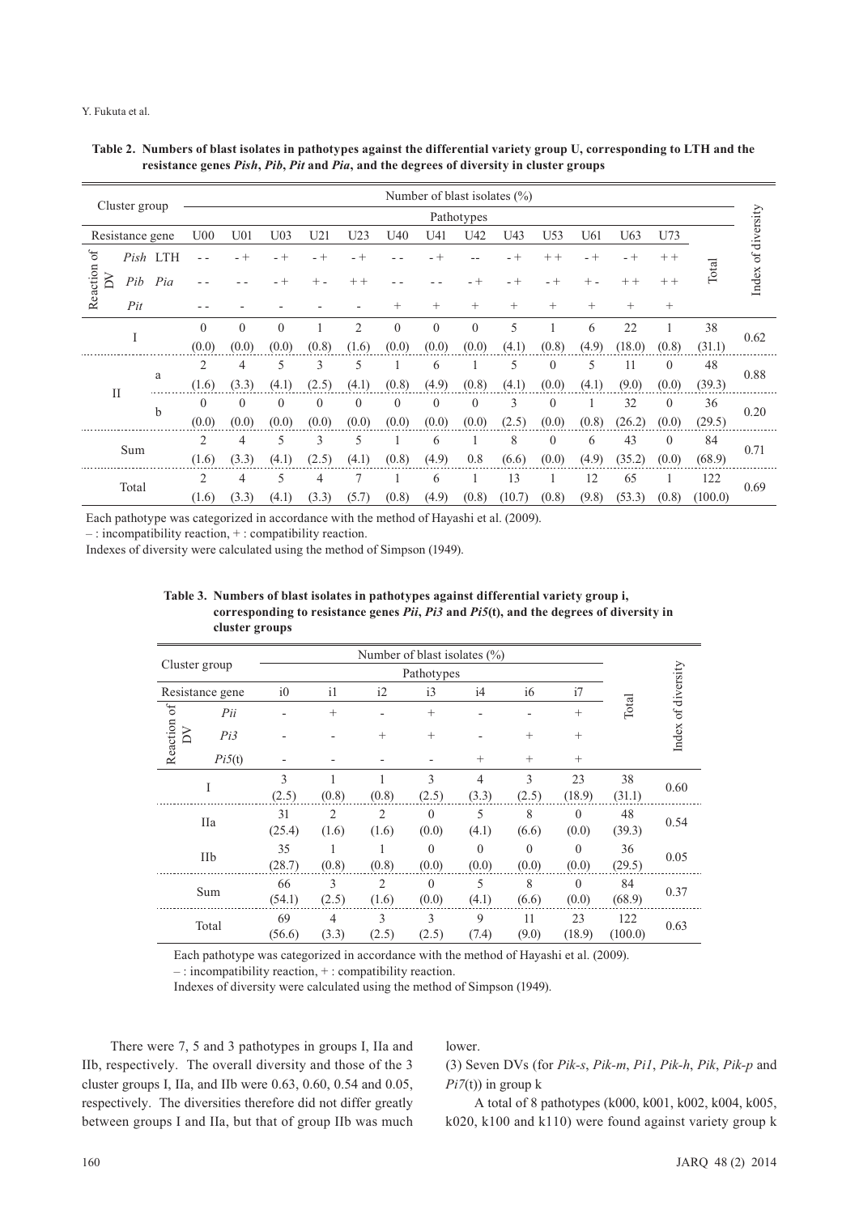**Table 2. Numbers of blast isolates in pathotypes against the differential variety group U, corresponding to LTH and the resistance genes *Pish*, *Pib*, *Pit* and *Pia*, and the degrees of diversity in cluster groups**

| Cluster group | | Number of blast isolates (%) | | | | | | | | | | | | | | |
|---|---|---|---|---|---|---|---|---|---|---|---|---|---|---|---|---|
| | | Pathotypes | | | | | | | | | | | | | | |
| Resistance gene | | U00 | U01 | U03 | U21 | U23 | U40 | U41 | U42 | U43 | U53 | U61 | U63 | U73 | Total | Index of diversity |
| Reaction of DV | *Pish* LTH | - - | - + | - + | - + | - + | - - | - + | -- | - + | + + | - + | - + | + + | | |
| | *Pib* *Pia* | - - | - - | - + | + - | + + | - - | - - | - + | - + | - + | + - | + + | + + | | |
| | *Pit* | - - | - | - | - | - | + | + | + | + | + | + | + | + | | |
| I | | 0 (0.0) | 0 (0.0) | 0 (0.0) | 1 (0.8) | 2 (1.6) | 0 (0.0) | 0 (0.0) | 0 (0.0) | 5 (4.1) | 1 (0.8) | 6 (4.9) | 22 (18.0) | 1 (0.8) | 38 (31.1) | 0.62 |
| II | a | 2 (1.6) | 4 (3.3) | 5 (4.1) | 3 (2.5) | 5 (4.1) | 1 (0.8) | 6 (4.9) | 1 (0.8) | 5 (4.1) | 0 (0.0) | 5 (4.1) | 11 (9.0) | 0 (0.0) | 48 (39.3) | 0.88 |
| | b | 0 (0.0) | 0 (0.0) | 0 (0.0) | 0 (0.0) | 0 (0.0) | 0 (0.0) | 0 (0.0) | 0 (0.0) | 3 (2.5) | 0 (0.0) | 1 (0.8) | 32 (26.2) | 0 (0.0) | 36 (29.5) | 0.20 |
| Sum | | 2 (1.6) | 4 (3.3) | 5 (4.1) | 3 (2.5) | 5 (4.1) | 1 (0.8) | 6 (4.9) | 1 0.8 | 8 (6.6) | 0 (0.0) | 6 (4.9) | 43 (35.2) | 0 (0.0) | 84 (68.9) | 0.71 |
| Total | | 2 (1.6) | 4 (3.3) | 5 (4.1) | 4 (3.3) | 7 (5.7) | 1 (0.8) | 6 (4.9) | 1 (0.8) | 13 (10.7) | 1 (0.8) | 12 (9.8) | 65 (53.3) | 1 (0.8) | 122 (100.0) | 0.69 |

Each pathotype was categorized in accordance with the method of Hayashi et al. (2009).
– : incompatibility reaction, + : compatibility reaction.
Indexes of diversity were calculated using the method of Simpson (1949).

**Table 3. Numbers of blast isolates in pathotypes against differential variety group i, corresponding to resistance genes *Pii*, *Pi3* and *Pi5*(t), and the degrees of diversity in cluster groups**

| Cluster group | | Number of blast isolates (%) | | | | | | | | |
|---|---|---|---|---|---|---|---|---|---|---|
| | | Pathotypes | | | | | | | | |
| Resistance gene | | i0 | i1 | i2 | i3 | i4 | i6 | i7 | Total | Index of diversity |
| Reaction of DV | *Pii* | - | + | - | + | - | - | + | | |
| | *Pi3* | - | - | + | + | - | + | + | | |
| | *Pi5*(t) | - | - | - | - | + | + | + | | |
| I | | 3 (2.5) | 1 (0.8) | 1 (0.8) | 3 (2.5) | 4 (3.3) | 3 (2.5) | 23 (18.9) | 38 (31.1) | 0.60 |
| IIa | | 31 (25.4) | 2 (1.6) | 2 (1.6) | 0 (0.0) | 5 (4.1) | 8 (6.6) | 0 (0.0) | 48 (39.3) | 0.54 |
| IIb | | 35 (28.7) | 1 (0.8) | 1 (0.8) | 0 (0.0) | 0 (0.0) | 0 (0.0) | 0 (0.0) | 36 (29.5) | 0.05 |
| Sum | | 66 (54.1) | 3 (2.5) | 2 (1.6) | 0 (0.0) | 5 (4.1) | 8 (6.6) | 0 (0.0) | 84 (68.9) | 0.37 |
| Total | | 69 (56.6) | 4 (3.3) | 3 (2.5) | 3 (2.5) | 9 (7.4) | 11 (9.0) | 23 (18.9) | 122 (100.0) | 0.63 |

Each pathotype was categorized in accordance with the method of Hayashi et al. (2009).
– : incompatibility reaction, + : compatibility reaction.
Indexes of diversity were calculated using the method of Simpson (1949).

There were 7, 5 and 3 pathotypes in groups I, IIa and IIb, respectively. The overall diversity and those of the 3 cluster groups I, IIa, and IIb were 0.63, 0.60, 0.54 and 0.05, respectively. The diversities therefore did not differ greatly between groups I and IIa, but that of group IIb was much lower.

(3) Seven DVs (for *Pik-s*, *Pik-m*, *Pi1*, *Pik-h*, *Pik*, *Pik-p* and *Pi7*(t)) in group k

A total of 8 pathotypes (k000, k001, k002, k004, k005, k020, k100 and k110) were found against variety group k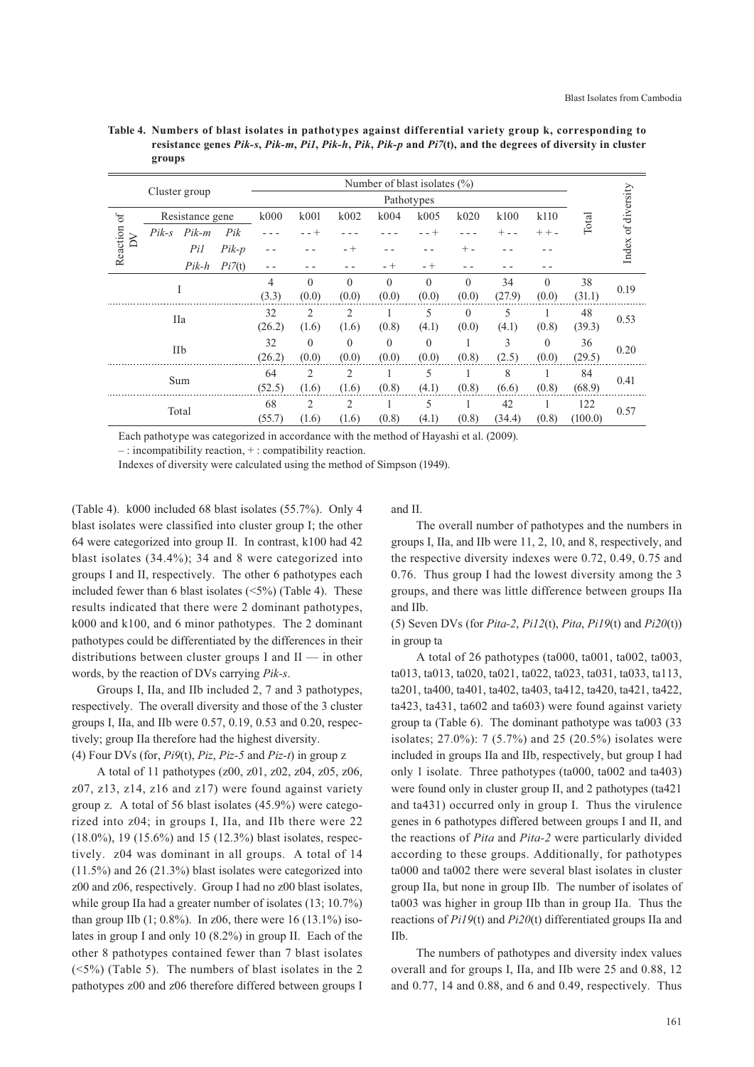**Table 4. Numbers of blast isolates in pathotypes against differential variety group k, corresponding to resistance genes *Pik-s*, *Pik-m*, *Pi1*, *Pik-h*, *Pik*, *Pik-p* and *Pi7*(t), and the degrees of diversity in cluster groups**

| Cluster group | | | | Number of blast isolates (%) | | | | | | | | | Index of diversity |
|---|---|---|---|---|---|---|---|---|---|---|---|---|---|
| | | | | Pathotypes | | | | | | | | Total | |
| Reaction of DV | Resistance gene | | | k000 | k001 | k002 | k004 | k005 | k020 | k100 | k110 | | |
| | *Pik-s* | *Pik-m* | *Pik* | − − − | − − + | − − − | − − − | − − + | − − − | + − − | + + − | | |
| | | *Pi1* | *Pik-p* | − − | − − | − + | − − | − − | + − | − − | − − | | |
| | | *Pik-h* | *Pi7*(t) | − − | − − | − − | − + | − + | − − | − − | − − | | |
| I | | | | 4 (3.3) | 0 (0.0) | 0 (0.0) | 0 (0.0) | 0 (0.0) | 0 (0.0) | 34 (27.9) | 0 (0.0) | 38 (31.1) | 0.19 |
| IIa | | | | 32 (26.2) | 2 (1.6) | 2 (1.6) | 1 (0.8) | 5 (4.1) | 0 (0.0) | 5 (4.1) | 1 (0.8) | 48 (39.3) | 0.53 |
| IIb | | | | 32 (26.2) | 0 (0.0) | 0 (0.0) | 0 (0.0) | 0 (0.0) | 1 (0.8) | 3 (2.5) | 0 (0.0) | 36 (29.5) | 0.20 |
| Sum | | | | 64 (52.5) | 2 (1.6) | 2 (1.6) | 1 (0.8) | 5 (4.1) | 1 (0.8) | 8 (6.6) | 1 (0.8) | 84 (68.9) | 0.41 |
| Total | | | | 68 (55.7) | 2 (1.6) | 2 (1.6) | 1 (0.8) | 5 (4.1) | 1 (0.8) | 42 (34.4) | 1 (0.8) | 122 (100.0) | 0.57 |

Each pathotype was categorized in accordance with the method of Hayashi et al. (2009).

– : incompatibility reaction, + : compatibility reaction.

Indexes of diversity were calculated using the method of Simpson (1949).

(Table 4). k000 included 68 blast isolates (55.7%). Only 4 blast isolates were classified into cluster group I; the other 64 were categorized into group II. In contrast, k100 had 42 blast isolates (34.4%); 34 and 8 were categorized into groups I and II, respectively. The other 6 pathotypes each included fewer than 6 blast isolates (<5%) (Table 4). These results indicated that there were 2 dominant pathotypes, k000 and k100, and 6 minor pathotypes. The 2 dominant pathotypes could be differentiated by the differences in their distributions between cluster groups I and II — in other words, by the reaction of DVs carrying *Pik-s*.

Groups I, IIa, and IIb included 2, 7 and 3 pathotypes, respectively. The overall diversity and those of the 3 cluster groups I, IIa, and IIb were 0.57, 0.19, 0.53 and 0.20, respectively; group IIa therefore had the highest diversity.

(4) Four DVs (for, *Pi9*(t), *Piz*, *Piz-5* and *Piz-t*) in group z

A total of 11 pathotypes (z00, z01, z02, z04, z05, z06, z07, z13, z14, z16 and z17) were found against variety group z. A total of 56 blast isolates (45.9%) were categorized into z04; in groups I, IIa, and IIb there were 22 (18.0%), 19 (15.6%) and 15 (12.3%) blast isolates, respectively. z04 was dominant in all groups. A total of 14 (11.5%) and 26 (21.3%) blast isolates were categorized into z00 and z06, respectively. Group I had no z00 blast isolates, while group IIa had a greater number of isolates (13; 10.7%) than group IIb (1; 0.8%). In z06, there were 16 (13.1%) isolates in group I and only 10 (8.2%) in group II. Each of the other 8 pathotypes contained fewer than 7 blast isolates (<5%) (Table 5). The numbers of blast isolates in the 2 pathotypes z00 and z06 therefore differed between groups I and II.

The overall number of pathotypes and the numbers in groups I, IIa, and IIb were 11, 2, 10, and 8, respectively, and the respective diversity indexes were 0.72, 0.49, 0.75 and 0.76. Thus group I had the lowest diversity among the 3 groups, and there was little difference between groups IIa and IIb.

(5) Seven DVs (for *Pita-2*, *Pi12*(t), *Pita*, *Pi19*(t) and *Pi20*(t)) in group ta

A total of 26 pathotypes (ta000, ta001, ta002, ta003, ta013, ta013, ta020, ta021, ta022, ta023, ta031, ta033, ta113, ta201, ta400, ta401, ta402, ta403, ta412, ta420, ta421, ta422, ta423, ta431, ta602 and ta603) were found against variety group ta (Table 6). The dominant pathotype was ta003 (33 isolates; 27.0%): 7 (5.7%) and 25 (20.5%) isolates were included in groups IIa and IIb, respectively, but group I had only 1 isolate. Three pathotypes (ta000, ta002 and ta403) were found only in cluster group II, and 2 pathotypes (ta421 and ta431) occurred only in group I. Thus the virulence genes in 6 pathotypes differed between groups I and II, and the reactions of *Pita* and *Pita-2* were particularly divided according to these groups. Additionally, for pathotypes ta000 and ta002 there were several blast isolates in cluster group IIa, but none in group IIb. The number of isolates of ta003 was higher in group IIb than in group IIa. Thus the reactions of *Pi19*(t) and *Pi20*(t) differentiated groups IIa and IIb.

The numbers of pathotypes and diversity index values overall and for groups I, IIa, and IIb were 25 and 0.88, 12 and 0.77, 14 and 0.88, and 6 and 0.49, respectively. Thus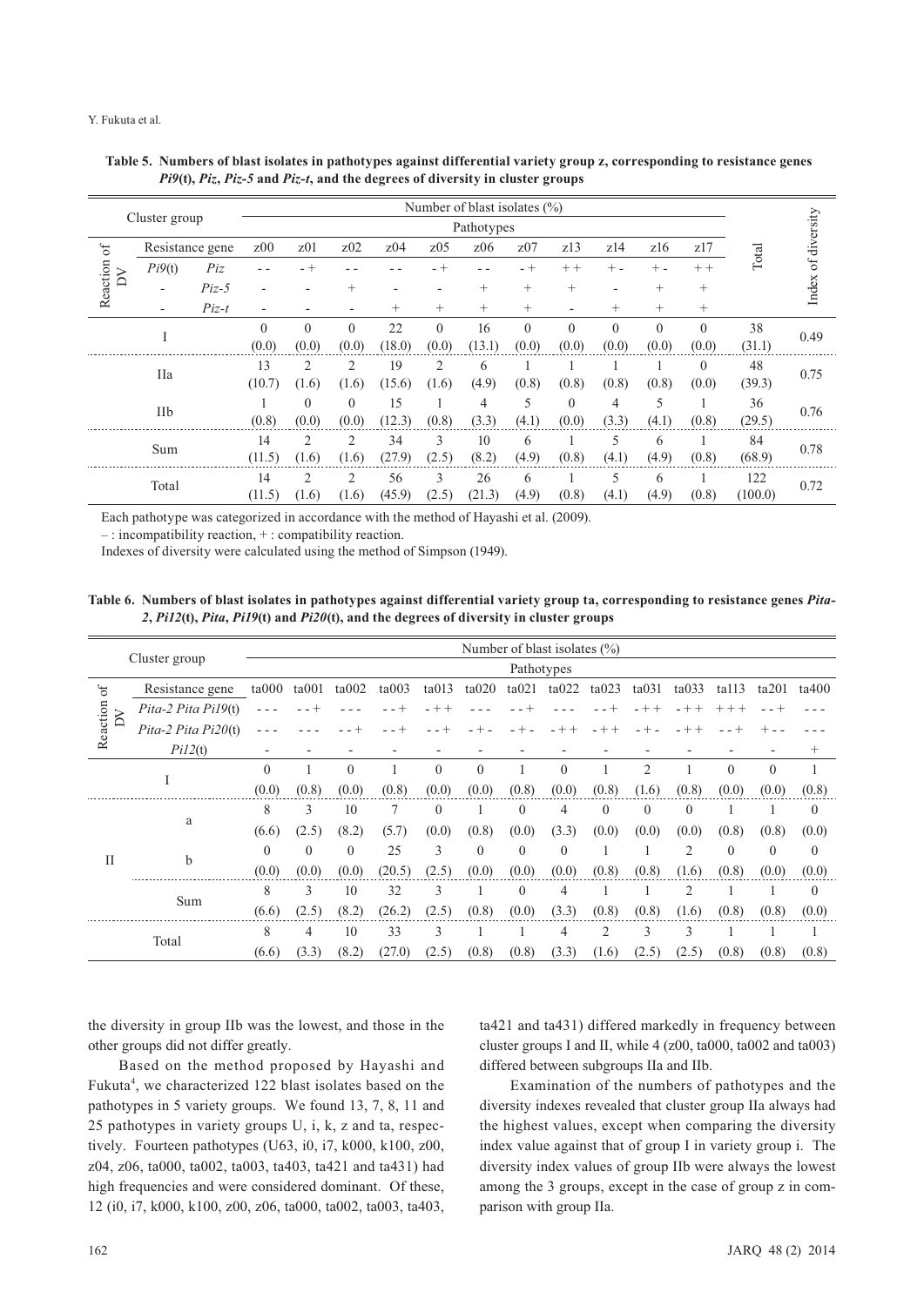**Table 5. Numbers of blast isolates in pathotypes against differential variety group z, corresponding to resistance genes *Pi9*(t), *Piz*, *Piz-5* and *Piz-t*, and the degrees of diversity in cluster groups**

| Cluster group | | | Number of blast isolates (%) | | | | | | | | | | | | Index of diversity |
|---|---|---|---|---|---|---|---|---|---|---|---|---|---|---|---|
| | | | Pathotypes | | | | | | | | | | | | |
| Reaction of DV | Resistance gene | | z00 | z01 | z02 | z04 | z05 | z06 | z07 | z13 | z14 | z16 | z17 | Total | |
| | *Pi9*(t) | *Piz* | - - | - + | - - | - - | - + | - - | - + | + + | + - | + - | + + | | |
| | - | *Piz-5* | - | - | + | - | - | + | + | + | - | + | + | | |
| | - | *Piz-t* | - | - | - | + | + | + | + | - | + | + | + | | |
| I | | | 0 (0.0) | 0 (0.0) | 0 (0.0) | 22 (18.0) | 0 (0.0) | 16 (13.1) | 0 (0.0) | 0 (0.0) | 0 (0.0) | 0 (0.0) | 0 (0.0) | 38 (31.1) | 0.49 |
| IIa | | | 13 (10.7) | 2 (1.6) | 2 (1.6) | 19 (15.6) | 2 (1.6) | 6 (4.9) | 1 (0.8) | 1 (0.8) | 1 (0.8) | 1 (0.8) | 0 (0.0) | 48 (39.3) | 0.75 |
| IIb | | | 1 (0.8) | 0 (0.0) | 0 (0.0) | 15 (12.3) | 1 (0.8) | 4 (3.3) | 5 (4.1) | 0 (0.0) | 4 (3.3) | 5 (4.1) | 1 (0.8) | 36 (29.5) | 0.76 |
| Sum | | | 14 (11.5) | 2 (1.6) | 2 (1.6) | 34 (27.9) | 3 (2.5) | 10 (8.2) | 6 (4.9) | 1 (0.8) | 5 (4.1) | 6 (4.9) | 1 (0.8) | 84 (68.9) | 0.78 |
| Total | | | 14 (11.5) | 2 (1.6) | 2 (1.6) | 56 (45.9) | 3 (2.5) | 26 (21.3) | 6 (4.9) | 1 (0.8) | 5 (4.1) | 6 (4.9) | 1 (0.8) | 122 (100.0) | 0.72 |

Each pathotype was categorized in accordance with the method of Hayashi et al. (2009).

– : incompatibility reaction, + : compatibility reaction.

Indexes of diversity were calculated using the method of Simpson (1949).

**Table 6. Numbers of blast isolates in pathotypes against differential variety group ta, corresponding to resistance genes *Pita-2*, *Pi12*(t), *Pita*, *Pi19*(t) and *Pi20*(t), and the degrees of diversity in cluster groups**

| Cluster group | | Number of blast isolates (%) | | | | | | | | | | | | | | |
|---|---|---|---|---|---|---|---|---|---|---|---|---|---|---|---|---|
| | | Pathotypes | | | | | | | | | | | | | | |
| Reaction of DV | Resistance gene | ta000 | ta001 | ta002 | ta003 | ta013 | ta020 | ta021 | ta022 | ta023 | ta031 | ta033 | ta113 | ta201 | ta400 | |
| | *Pita-2 Pita Pi19*(t) | - - - | - - + | - - - | - - + | - + + | - - - | - - + | - - - | - - + | - + + | - + + | + + + | - - + | - - - | |
| | *Pita-2 Pita Pi20*(t) | - - - | - - - | - - + | - - + | - - + | - + - | - + - | - + + | - + + | - + - | - + + | - - + | + - - | - - - | |
| | *Pi12*(t) | - | - | - | - | - | - | - | - | - | - | - | - | - | + | |
| I | | 0 (0.0) | 1 (0.8) | 0 (0.0) | 1 (0.8) | 0 (0.0) | 0 (0.0) | 1 (0.8) | 0 (0.0) | 1 (0.8) | 2 (1.6) | 1 (0.8) | 0 (0.0) | 0 (0.0) | 1 (0.8) | |
| II | a | 8 (6.6) | 3 (2.5) | 10 (8.2) | 7 (5.7) | 0 (0.0) | 1 (0.8) | 0 (0.0) | 4 (3.3) | 0 (0.0) | 0 (0.0) | 0 (0.0) | 1 (0.8) | 1 (0.8) | 0 (0.0) | |
| | b | 0 (0.0) | 0 (0.0) | 0 (0.0) | 25 (20.5) | 3 (2.5) | 0 (0.0) | 0 (0.0) | 0 (0.0) | 1 (0.8) | 1 (0.8) | 2 (1.6) | 0 (0.8) | 0 (0.0) | 0 (0.0) | |
| | Sum | 8 (6.6) | 3 (2.5) | 10 (8.2) | 32 (26.2) | 3 (2.5) | 1 (0.8) | 0 (0.0) | 4 (3.3) | 1 (0.8) | 1 (0.8) | 2 (1.6) | 1 (0.8) | 1 (0.8) | 0 (0.0) | |
| Total | | 8 (6.6) | 4 (3.3) | 10 (8.2) | 33 (27.0) | 3 (2.5) | 1 (0.8) | 1 (0.8) | 4 (3.3) | 2 (1.6) | 3 (2.5) | 3 (2.5) | 1 (0.8) | 1 (0.8) | 1 (0.8) | |

the diversity in group IIb was the lowest, and those in the other groups did not differ greatly.

Based on the method proposed by Hayashi and Fukuta[4], we characterized 122 blast isolates based on the pathotypes in 5 variety groups. We found 13, 7, 8, 11 and 25 pathotypes in variety groups U, i, k, z and ta, respectively. Fourteen pathotypes (U63, i0, i7, k000, k100, z00, z04, z06, ta000, ta002, ta003, ta403, ta421 and ta431) had high frequencies and were considered dominant. Of these, 12 (i0, i7, k000, k100, z00, z06, ta000, ta002, ta003, ta403, ta421 and ta431) differed markedly in frequency between cluster groups I and II, while 4 (z00, ta000, ta002 and ta003) differed between subgroups IIa and IIb.

Examination of the numbers of pathotypes and the diversity indexes revealed that cluster group IIa always had the highest values, except when comparing the diversity index value against that of group I in variety group i. The diversity index values of group IIb were always the lowest among the 3 groups, except in the case of group z in comparison with group IIa.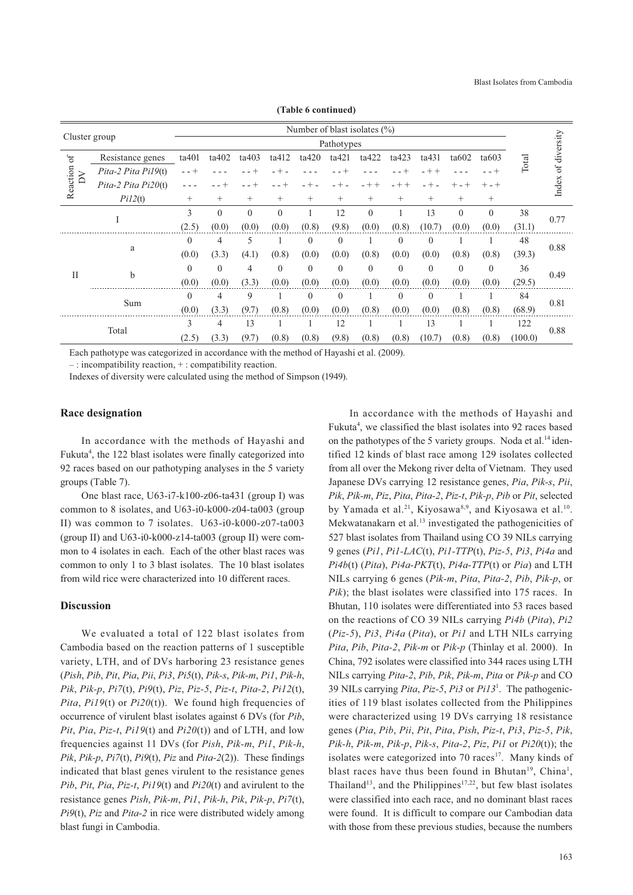**(Table 6 continued)**

| Cluster group | | Number of blast isolates (%) | | | | | | | | | | | | Index of diversity |
|---|---|---|---|---|---|---|---|---|---|---|---|---|---|---|
| | | Pathotypes | | | | | | | | | | | | |
| Reaction of DV | Resistance genes | ta401 | ta402 | ta403 | ta412 | ta420 | ta421 | ta422 | ta423 | ta431 | ta602 | ta603 | Total | |
| | *Pita-2 Pita Pi19*(t) | - - + | - - - | - - + | - + - | - - - | - - + | - - - | - - + | - + + | - - - | - - + | | |
| | *Pita-2 Pita Pi20*(t) | - - - | - - + | - - + | - - + | - + - | - + - | - + + | - + + | - + - | + - + | + - + | | |
| | *Pi12*(t) | + | + | + | + | + | + | + | + | + | + | + | | |
| I | | 3 (2.5) | 0 (0.0) | 0 (0.0) | 0 (0.0) | 1 (0.8) | 12 (9.8) | 0 (0.0) | 1 (0.8) | 13 (10.7) | 0 (0.0) | 0 (0.0) | 38 (31.1) | 0.77 |
| II | a | 0 (0.0) | 4 (3.3) | 5 (4.1) | 1 (0.8) | 0 (0.0) | 0 (0.0) | 1 (0.8) | 0 (0.0) | 0 (0.0) | 1 (0.8) | 1 (0.8) | 48 (39.3) | 0.88 |
| | b | 0 (0.0) | 0 (0.0) | 4 (3.3) | 0 (0.0) | 0 (0.0) | 0 (0.0) | 0 (0.0) | 0 (0.0) | 0 (0.0) | 0 (0.0) | 0 (0.0) | 36 (29.5) | 0.49 |
| | Sum | 0 (0.0) | 4 (3.3) | 9 (9.7) | 1 (0.8) | 0 (0.0) | 0 (0.0) | 1 (0.8) | 0 (0.0) | 0 (0.0) | 1 (0.8) | 1 (0.8) | 84 (68.9) | 0.81 |
| Total | | 3 (2.5) | 4 (3.3) | 13 (9.7) | 1 (0.8) | 1 (0.8) | 12 (9.8) | 1 (0.8) | 1 (0.8) | 13 (10.7) | 1 (0.8) | 1 (0.8) | 122 (100.0) | 0.88 |

Each pathotype was categorized in accordance with the method of Hayashi et al. (2009).

– : incompatibility reaction, + : compatibility reaction.

Indexes of diversity were calculated using the method of Simpson (1949).

### Race designation

In accordance with the methods of Hayashi and Fukuta[4], the 122 blast isolates were finally categorized into 92 races based on our pathotyping analyses in the 5 variety groups (Table 7).

One blast race, U63-i7-k100-z06-ta431 (group I) was common to 8 isolates, and U63-i0-k000-z04-ta003 (group II) was common to 7 isolates. U63-i0-k000-z07-ta003 (group II) and U63-i0-k000-z14-ta003 (group II) were common to 4 isolates in each. Each of the other blast races was common to only 1 to 3 blast isolates. The 10 blast isolates from wild rice were characterized into 10 different races.

## Discussion

We evaluated a total of 122 blast isolates from Cambodia based on the reaction patterns of 1 susceptible variety, LTH, and of DVs harboring 23 resistance genes (*Pish*, *Pib*, *Pit*, *Pia*, *Pii*, *Pi3*, *Pi5*(t), *Pik-s*, *Pik-m*, *Pi1*, *Pik-h*, *Pik*, *Pik-p*, *Pi7*(t), *Pi9*(t), *Piz*, *Piz-5*, *Piz-t*, *Pita-2*, *Pi12*(t), *Pita*, *Pi19*(t) or *Pi20*(t)). We found high frequencies of occurrence of virulent blast isolates against 6 DVs (for *Pib*, *Pit*, *Pia*, *Piz-t*, *Pi19*(t) and *Pi20*(t)) and of LTH, and low frequencies against 11 DVs (for *Pish*, *Pik-m*, *Pi1*, *Pik-h*, *Pik*, *Pik-p*, *Pi7*(t), *Pi9*(t), *Piz* and *Pita-2*(2)). These findings indicated that blast genes virulent to the resistance genes *Pib*, *Pit*, *Pia*, *Piz-t*, *Pi19*(t) and *Pi20*(t) and avirulent to the resistance genes *Pish*, *Pik-m*, *Pi1*, *Pik-h*, *Pik*, *Pik-p*, *Pi7*(t), *Pi9*(t), *Piz* and *Pita-2* in rice were distributed widely among blast fungi in Cambodia.

In accordance with the methods of Hayashi and Fukuta[4], we classified the blast isolates into 92 races based on the pathotypes of the 5 variety groups. Noda et al.[14] identified 12 kinds of blast race among 129 isolates collected from all over the Mekong river delta of Vietnam. They used Japanese DVs carrying 12 resistance genes, *Pia*, *Pik-s*, *Pii*, *Pik*, *Pik-m*, *Piz*, *Pita*, *Pita-2*, *Piz-t*, *Pik-p*, *Pib* or *Pit*, selected by Yamada et al.[21], Kiyosawa[8,9], and Kiyosawa et al.[10]. Mekwatanakarn et al.[13] investigated the pathogenicities of 527 blast isolates from Thailand using CO 39 NILs carrying 9 genes (*Pi1*, *Pi1-LAC*(t), *Pi1-TTP*(t), *Piz-5*, *Pi3*, *Pi4a* and *Pi4b*(t) (*Pita*), *Pi4a-PKT*(t), *Pi4a-TTP*(t) or *Pia*) and LTH NILs carrying 6 genes (*Pik-m*, *Pita*, *Pita-2*, *Pib*, *Pik-p*, or *Pik*); the blast isolates were classified into 175 races. In Bhutan, 110 isolates were differentiated into 53 races based on the reactions of CO 39 NILs carrying *Pi4b* (*Pita*), *Pi2* (*Piz-5*), *Pi3*, *Pi4a* (*Pita*), or *Pi1* and LTH NILs carrying *Pita*, *Pib*, *Pita-2*, *Pik-m* or *Pik-p* (Thinlay et al. 2000). In China, 792 isolates were classified into 344 races using LTH NILs carrying *Pita-2*, *Pib*, *Pik*, *Pik-m*, *Pita* or *Pik-p* and CO 39 NILs carrying *Pita*, *Piz-5*, *Pi3* or *Pi13*[1]. The pathogenicities of 119 blast isolates collected from the Philippines were characterized using 19 DVs carrying 18 resistance genes (*Pia*, *Pib*, *Pii*, *Pit*, *Pita*, *Pish*, *Piz-t*, *Pi3*, *Piz-5*, *Pik*, *Pik-h*, *Pik-m*, *Pik-p*, *Pik-s*, *Pita-2*, *Piz*, *Pi1* or *Pi20*(t)); the isolates were categorized into 70 races[17]. Many kinds of blast races have thus been found in Bhutan[19], China[1], Thailand[13], and the Philippines[17,22], but few blast isolates were classified into each race, and no dominant blast races were found. It is difficult to compare our Cambodian data with those from these previous studies, because the numbers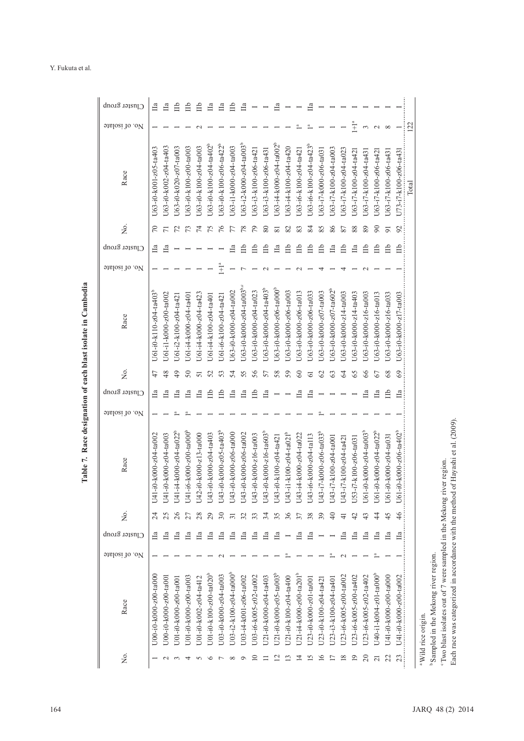**Table 7. Race designation of each blast isolate in Cambodia**

| No. | Race | No. of isolate | Cluster group | No. | Race | No. of isolate | Cluster group | No. | Race | No. of isolate | Cluster group | No. | Race | No. of isolate | Cluster group |
|---|---|---|---|---|---|---|---|---|---|---|---|---|---|---|---|
| 1 | U00-i0-k000-z00-ta000 | 1 | IIa | 24 | U41-i0-k000-z04-ta002 | 1 | IIa | 47 | U61-i0-k110-z04-ta403[b] | 1 | IIa | 70 | U63-i0-k001-z05-ta403 | 1 | IIa |
| 2 | U00-i0-k000-z00-ta001 | 1 | IIa | 25 | U41-i0-k000-z04-ta003 | 1 | IIa | 48 | U61-i1-k000-z00-ta002 | 1 | IIa | 71 | U63-i0-k002-z04-ta403 | 1 | IIa |
| 3 | U01-i0-k000-z00-ta001 | 1 | IIa | 26 | U41-i4-k000-z04-ta022[b] | 1[a] | IIa | 49 | U61-i2-k100-z04-ta421 | 1 | I | 72 | U63-i0-k020-z07-ta003 | 1 | IIb |
| 4 | U01-i0-k000-z00-ta003 | 1 | IIa | 27 | U41-i6-k000-z00-ta000[b] | 1[a] | IIa | 50 | U61-i4-k000-z04-ta401 | 1 | I | 73 | U63-i0-k100-z00-ta003 | 1 | IIb |
| 5 | U01-i0-k002-z04-ta412 | 1 | IIa | 28 | U42-i0-k000-z13-ta000 | 1 | IIa | 51 | U61-i4-k000-z04-ta423 | 1 | I | 74 | U63-i0-k100-z04-ta003 | 2 | IIb |
| 6 | U01-i0-k100-z00-ta020[b] | 1 | IIa | 29 | U43-i0-k000-z04-ta403 | 1 | IIb | 52 | U61-i4-k100-z04-ta401 | 1 | I | 75 | U63-i0-k100-z04-ta402[b] | 1 | IIa |
| 7 | U03-i0-k000-z04-ta003 | 2 | IIa | 30 | U43-i0-k000-z05-ta403[b] | 1 | IIb | 53 | U61-i6-k100-z04-ta421 | 1+1[a] | I | 76 | U63-i0-k100-z06-ta422[b] | 1 | IIa |
| 8 | U03-i2-k100-z04-ta000[b] | 1 | IIa | 31 | U43-i0-k000-z06-ta000 | 1 | IIa | 54 | U63-i0-k000-z04-ta002 | 1 | IIa | 77 | U63-i1-k000-z04-ta003 | 1 | IIb |
| 9 | U03-i4-k001-z06-ta002 | 1 | IIa | 32 | U43-i0-k000-z06-ta002 | 1 | IIa | 55 | U63-i0-k000-z04-ta003[b,c] | 7 | IIb | 78 | U63-i2-k000-z04-ta003[b] | 1 | IIa |
| 10 | U03-i6-k005-z02-ta002 | 1 | IIa | 33 | U43-i0-k000-z16-ta003 | 1 | IIb | 56 | U63-i0-k000-z04-ta023 | 1 | IIb | 79 | U63-i3-k100-z06-ta421 | 1 | I |
| 11 | U21-i0-k000-z04-ta403 | 1 | IIa | 34 | U43-i0-k000-z16-ta603[b] | 1 | IIa | 57 | U63-i0-k000-z04-ta403[b] | 2 | IIb | 80 | U63-i3-k100-z06-ta431 | 1 | I |
| 12 | U21-i0-k000-z05-ta003[b] | 1 | IIa | 35 | U43-i0-k100-z04-ta421 | 1 | I | 58 | U63-i0-k000-z06-ta000[b] | 1 | IIa | 81 | U63-i4-k000-z04-ta002[b] | 1 | IIa |
| 13 | U21-i0-k100-z04-ta400 | 1[a] | I | 36 | U43-i1-k100-z04-ta021[b] | 1 | I | 59 | U63-i0-k000-z06-ta003 | 1 | IIb | 82 | U63-i4-k100-z04-ta420 | 1 | I |
| 14 | U21-i4-k000-z00-ta201[b] | 1 | IIa | 37 | U43-i4-k000-z04-ta022 | 1 | IIa | 60 | U63-i0-k000-z06-ta013 | 2 | IIb | 83 | U63-i6-k100-z04-ta421 | 1[a] | I |
| 15 | U23-i0-k000-z01-ta001 | 1 | IIa | 38 | U43-i6-k000-z04-ta113 | 1 | IIa | 61 | U63-i0-k000-z06-ta033 | 1 | IIb | 84 | U63-i6-k100-z04-ta423[b] | 1[a] | IIa |
| 16 | U23-i0-k100-z04-ta421 | 1 | I | 39 | U43-i7-k000-z06-ta033[b] | 1[a] | I | 62 | U63-i0-k000-z07-ta003 | 4 | IIb | 85 | U63-i7-k000-z06-ta031 | 1 | I |
| 17 | U23-i3-k100-z04-ta401 | 1[a] | I | 40 | U43-i7-k100-z04-ta001 | 1 | I | 63 | U63-i0-k000-z07-ta602[b] | 1 | IIa | 86 | U63-i7-k100-z04-ta003 | 1 | I |
| 18 | U23-i6-k005-z00-ta002 | 2 | IIa | 41 | U43-i7-k100-z04-ta421 | 1 | I | 64 | U63-i0-k000-z14-ta003 | 4 | IIb | 87 | U63-i7-k100-z04-ta023 | 1 | I |
| 19 | U23-i6-k005-z00-ta402 | 1 | IIa | 42 | U53-i7-k100-z06-ta031 | 1 | I | 65 | U63-i0-k000-z14-ta403 | 1 | IIa | 88 | U63-i7-k100-z04-ta421 | 1+1[a] | I |
| 20 | U23-i6-k005-z02-ta402 | 1 | IIa | 43 | U61-i0-k000-z04-ta003[b] | 1 | IIa | 66 | U63-i0-k000-z16-ta003 | 2 | IIb | 89 | U63-i7-k100-z04-ta431 | 3 | I |
| 21 | U40-i1-k004-z01-ta000[b] | 1[a] | IIa | 44 | U61-i0-k000-z04-ta022[b] | 1 | IIa | 67 | U63-i0-k000-z16-ta013 | 1 | IIb | 90 | U63-i7-k100-z06-ta421 | 2 | I |
| 22 | U41-i0-k000-z00-ta000 | 1 | IIa | 45 | U61-i0-k000-z04-ta031 | 1 | IIb | 68 | U63-i0-k000-z16-ta033 | 1 | IIb | 91 | U63-i7-k100-z06-ta431 | 8 | I |
| 23 | U41-i0-k000-z00-ta002 | 1 | IIa | 46 | U61-i0-k000-z06-ta402[b] | 1 | IIa | 69 | U63-i0-k000-z17-ta003 | 1 | IIb | 92 | U73-i7-k100-z06-ta431 | 1 | I |
| | | | | | | | | | | | | | Total | 122 | |

[a] Wild rice origin.
[b] Sampled in the Mekong river region.
[c] Two blast isolates out of 7 were sampled in the Mekong river region.
Each race was categorized in accordance with the method of Hayashi et al. (2009).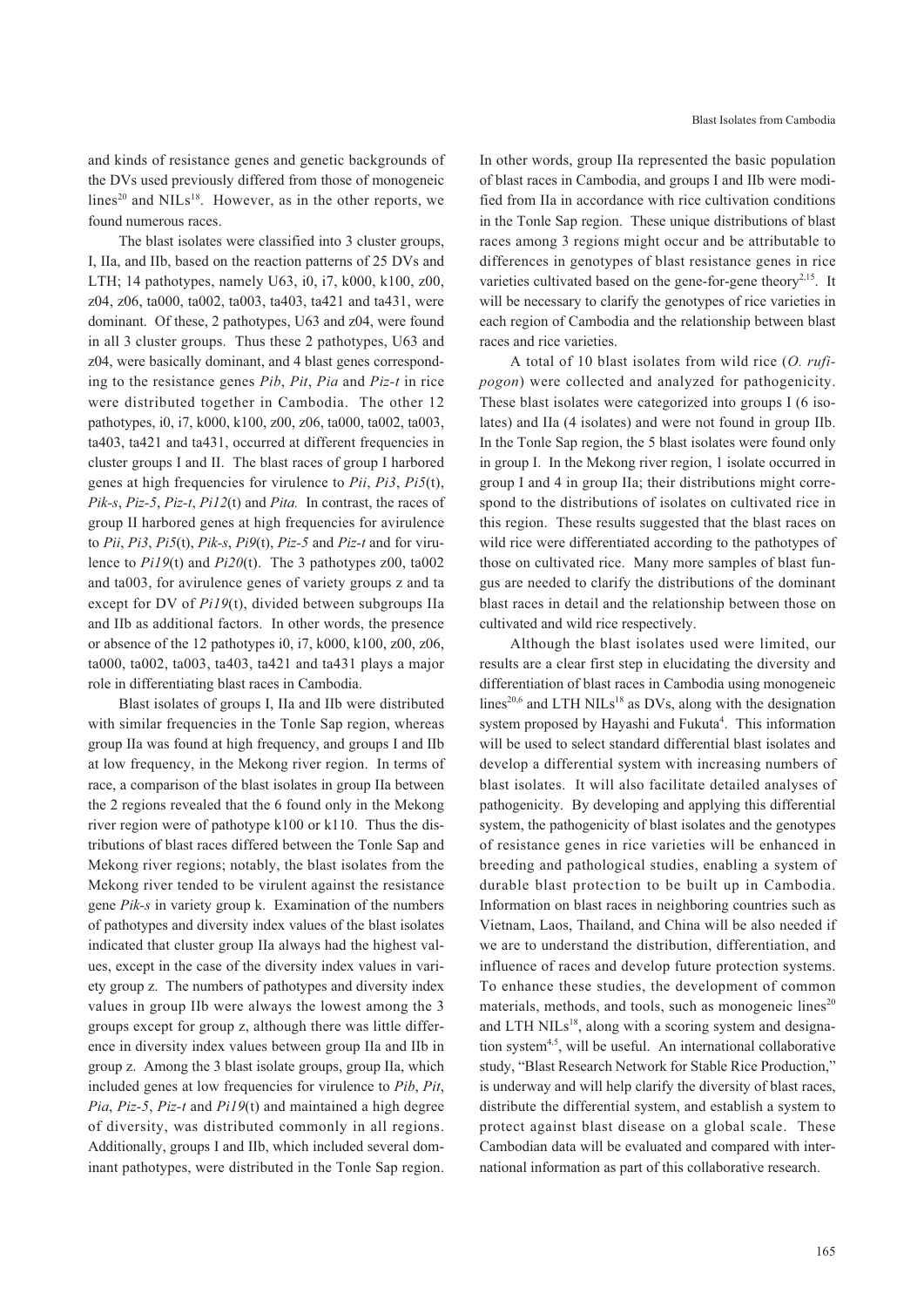and kinds of resistance genes and genetic backgrounds of the DVs used previously differed from those of monogeneic lines[20] and NILs[18]. However, as in the other reports, we found numerous races.

The blast isolates were classified into 3 cluster groups, I, IIa, and IIb, based on the reaction patterns of 25 DVs and LTH; 14 pathotypes, namely U63, i0, i7, k000, k100, z00, z04, z06, ta000, ta002, ta003, ta403, ta421 and ta431, were dominant. Of these, 2 pathotypes, U63 and z04, were found in all 3 cluster groups. Thus these 2 pathotypes, U63 and z04, were basically dominant, and 4 blast genes corresponding to the resistance genes *Pib*, *Pit*, *Pia* and *Piz-t* in rice were distributed together in Cambodia. The other 12 pathotypes, i0, i7, k000, k100, z00, z06, ta000, ta002, ta003, ta403, ta421 and ta431, occurred at different frequencies in cluster groups I and II. The blast races of group I harbored genes at high frequencies for virulence to *Pii*, *Pi3*, *Pi5*(t), *Pik-s*, *Piz-5*, *Piz-t*, *Pi12*(t) and *Pita.* In contrast, the races of group II harbored genes at high frequencies for avirulence to *Pii*, *Pi3*, *Pi5*(t), *Pik-s*, *Pi9*(t), *Piz-5* and *Piz-t* and for virulence to *Pi19*(t) and *Pi20*(t). The 3 pathotypes z00, ta002 and ta003, for avirulence genes of variety groups z and ta except for DV of *Pi19*(t), divided between subgroups IIa and IIb as additional factors. In other words, the presence or absence of the 12 pathotypes i0, i7, k000, k100, z00, z06, ta000, ta002, ta003, ta403, ta421 and ta431 plays a major role in differentiating blast races in Cambodia.

Blast isolates of groups I, IIa and IIb were distributed with similar frequencies in the Tonle Sap region, whereas group IIa was found at high frequency, and groups I and IIb at low frequency, in the Mekong river region. In terms of race, a comparison of the blast isolates in group IIa between the 2 regions revealed that the 6 found only in the Mekong river region were of pathotype k100 or k110. Thus the distributions of blast races differed between the Tonle Sap and Mekong river regions; notably, the blast isolates from the Mekong river tended to be virulent against the resistance gene *Pik-s* in variety group k. Examination of the numbers of pathotypes and diversity index values of the blast isolates indicated that cluster group IIa always had the highest values, except in the case of the diversity index values in variety group z. The numbers of pathotypes and diversity index values in group IIb were always the lowest among the 3 groups except for group z, although there was little difference in diversity index values between group IIa and IIb in group z. Among the 3 blast isolate groups, group IIa, which included genes at low frequencies for virulence to *Pib*, *Pit*, *Pia*, *Piz-5*, *Piz-t* and *Pi19*(t) and maintained a high degree of diversity, was distributed commonly in all regions. Additionally, groups I and IIb, which included several dominant pathotypes, were distributed in the Tonle Sap region. In other words, group IIa represented the basic population of blast races in Cambodia, and groups I and IIb were modified from IIa in accordance with rice cultivation conditions in the Tonle Sap region. These unique distributions of blast races among 3 regions might occur and be attributable to differences in genotypes of blast resistance genes in rice varieties cultivated based on the gene-for-gene theory[2,15]. It will be necessary to clarify the genotypes of rice varieties in each region of Cambodia and the relationship between blast races and rice varieties.

A total of 10 blast isolates from wild rice (*O. rufipogon*) were collected and analyzed for pathogenicity. These blast isolates were categorized into groups I (6 isolates) and IIa (4 isolates) and were not found in group IIb. In the Tonle Sap region, the 5 blast isolates were found only in group I. In the Mekong river region, 1 isolate occurred in group I and 4 in group IIa; their distributions might correspond to the distributions of isolates on cultivated rice in this region. These results suggested that the blast races on wild rice were differentiated according to the pathotypes of those on cultivated rice. Many more samples of blast fungus are needed to clarify the distributions of the dominant blast races in detail and the relationship between those on cultivated and wild rice respectively.

Although the blast isolates used were limited, our results are a clear first step in elucidating the diversity and differentiation of blast races in Cambodia using monogeneic lines[20,6] and LTH NILs[18] as DVs, along with the designation system proposed by Hayashi and Fukuta[4]. This information will be used to select standard differential blast isolates and develop a differential system with increasing numbers of blast isolates. It will also facilitate detailed analyses of pathogenicity. By developing and applying this differential system, the pathogenicity of blast isolates and the genotypes of resistance genes in rice varieties will be enhanced in breeding and pathological studies, enabling a system of durable blast protection to be built up in Cambodia. Information on blast races in neighboring countries such as Vietnam, Laos, Thailand, and China will be also needed if we are to understand the distribution, differentiation, and influence of races and develop future protection systems. To enhance these studies, the development of common materials, methods, and tools, such as monogeneic lines[20] and LTH NILs[18], along with a scoring system and designation system[4,5], will be useful. An international collaborative study, "Blast Research Network for Stable Rice Production," is underway and will help clarify the diversity of blast races, distribute the differential system, and establish a system to protect against blast disease on a global scale. These Cambodian data will be evaluated and compared with international information as part of this collaborative research.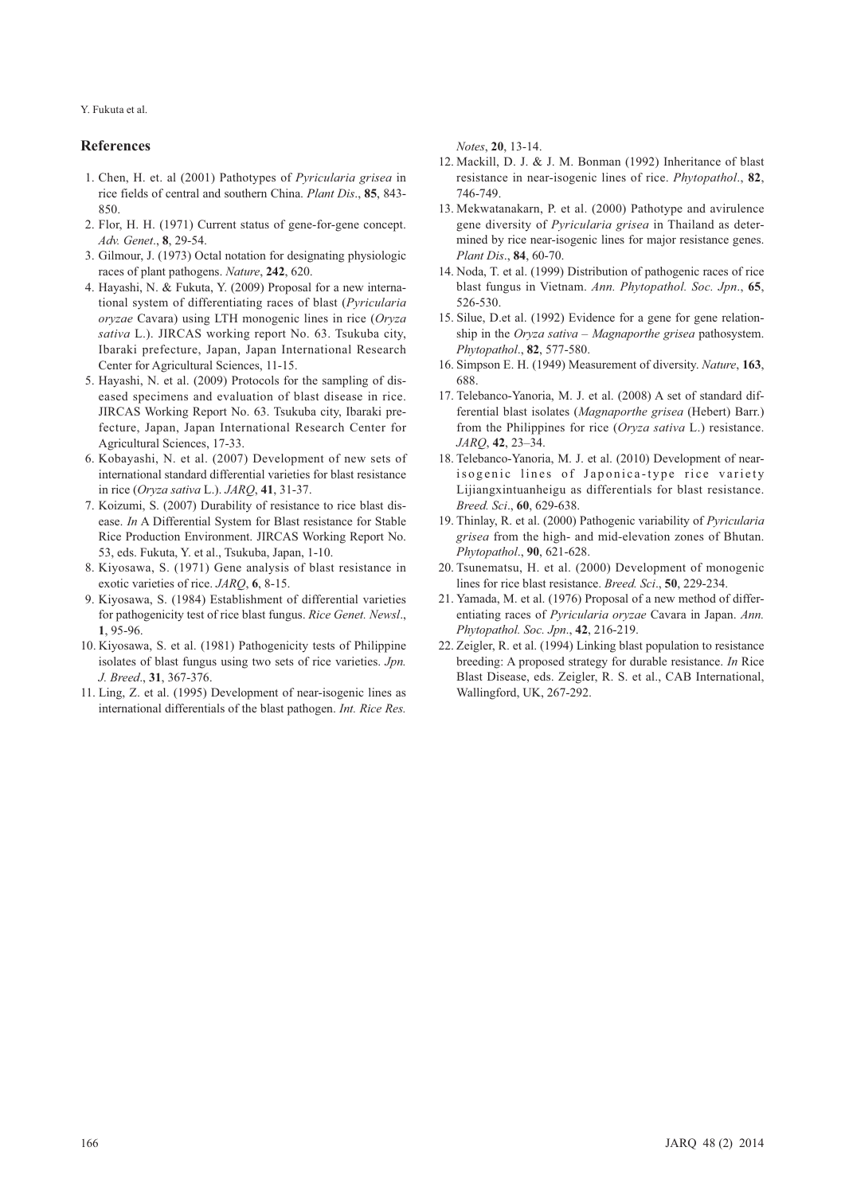## References

1. Chen, H. et. al (2001) Pathotypes of *Pyricularia grisea* in rice fields of central and southern China. *Plant Dis*., **85**, 843-850.
2. Flor, H. H. (1971) Current status of gene-for-gene concept. *Adv. Genet*., **8**, 29-54.
3. Gilmour, J. (1973) Octal notation for designating physiologic races of plant pathogens. *Nature*, **242**, 620.
4. Hayashi, N. & Fukuta, Y. (2009) Proposal for a new international system of differentiating races of blast (*Pyricularia oryzae* Cavara) using LTH monogenic lines in rice (*Oryza sativa* L.). JIRCAS working report No. 63. Tsukuba city, Ibaraki prefecture, Japan, Japan International Research Center for Agricultural Sciences, 11-15.
5. Hayashi, N. et al. (2009) Protocols for the sampling of diseased specimens and evaluation of blast disease in rice. JIRCAS Working Report No. 63. Tsukuba city, Ibaraki prefecture, Japan, Japan International Research Center for Agricultural Sciences, 17-33.
6. Kobayashi, N. et al. (2007) Development of new sets of international standard differential varieties for blast resistance in rice (*Oryza sativa* L.). *JARQ*, **41**, 31-37.
7. Koizumi, S. (2007) Durability of resistance to rice blast disease. *In* A Differential System for Blast resistance for Stable Rice Production Environment. JIRCAS Working Report No. 53, eds. Fukuta, Y. et al., Tsukuba, Japan, 1-10.
8. Kiyosawa, S. (1971) Gene analysis of blast resistance in exotic varieties of rice. *JARQ*, **6**, 8-15.
9. Kiyosawa, S. (1984) Establishment of differential varieties for pathogenicity test of rice blast fungus. *Rice Genet. Newsl*., **1**, 95-96.
10. Kiyosawa, S. et al. (1981) Pathogenicity tests of Philippine isolates of blast fungus using two sets of rice varieties. *Jpn. J. Breed*., **31**, 367-376.
11. Ling, Z. et al. (1995) Development of near-isogenic lines as international differentials of the blast pathogen. *Int. Rice Res. Notes*, **20**, 13-14.
12. Mackill, D. J. & J. M. Bonman (1992) Inheritance of blast resistance in near-isogenic lines of rice. *Phytopathol*., **82**, 746-749.
13. Mekwatanakarn, P. et al. (2000) Pathotype and avirulence gene diversity of *Pyricularia grisea* in Thailand as determined by rice near-isogenic lines for major resistance genes. *Plant Dis*., **84**, 60-70.
14. Noda, T. et al. (1999) Distribution of pathogenic races of rice blast fungus in Vietnam. *Ann. Phytopathol. Soc. Jpn*., **65**, 526-530.
15. Silue, D.et al. (1992) Evidence for a gene for gene relationship in the *Oryza sativa* – *Magnaporthe grisea* pathosystem. *Phytopathol*., **82**, 577-580.
16. Simpson E. H. (1949) Measurement of diversity. *Nature*, **163**, 688.
17. Telebanco-Yanoria, M. J. et al. (2008) A set of standard differential blast isolates (*Magnaporthe grisea* (Hebert) Barr.) from the Philippines for rice (*Oryza sativa* L.) resistance. *JARQ*, **42**, 23–34.
18. Telebanco-Yanoria, M. J. et al. (2010) Development of near-isogenic lines of Japonica-type rice variety Lijiangxintuanheigu as differentials for blast resistance. *Breed. Sci*., **60**, 629-638.
19. Thinlay, R. et al. (2000) Pathogenic variability of *Pyricularia grisea* from the high- and mid-elevation zones of Bhutan. *Phytopathol*., **90**, 621-628.
20. Tsunematsu, H. et al. (2000) Development of monogenic lines for rice blast resistance. *Breed. Sci*., **50**, 229-234.
21. Yamada, M. et al. (1976) Proposal of a new method of differentiating races of *Pyricularia oryzae* Cavara in Japan. *Ann. Phytopathol. Soc. Jpn*., **42**, 216-219.
22. Zeigler, R. et al. (1994) Linking blast population to resistance breeding: A proposed strategy for durable resistance. *In* Rice Blast Disease, eds. Zeigler, R. S. et al., CAB International, Wallingford, UK, 267-292.